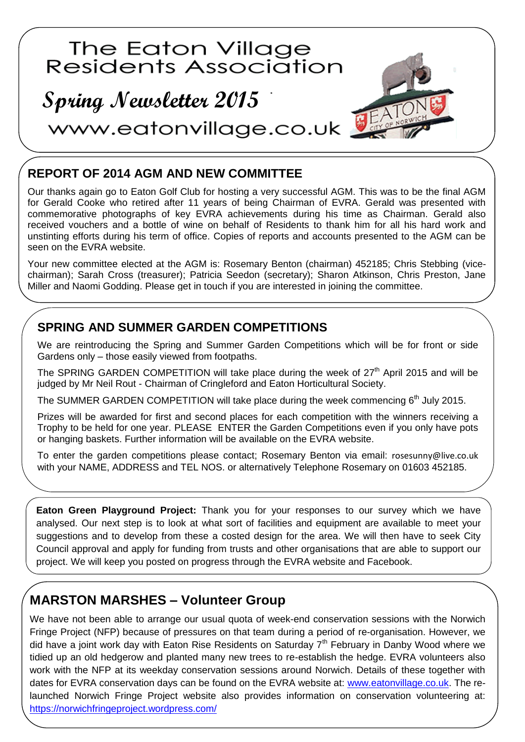# The Eaton Village Residents Association

## Spring Newsletter 2015

www.eatonvillage.co.uk

## REPORT OF 2014 AGM AND NEW COMMITTEE

Our thanks again go to Eaton Golf Club for hosting a very successful AGM. This was to be the final AGM for Gerald Cooke who retired after 11 years of being Chairman of EVRA. Gerald was presented with commemorative photographs of key EVRA achievements during his time as Chairman. Gerald also received vouchers and a bottle of wine on behalf of Residents to thank him for all his hard work and unstinting efforts during his term of office. Copies of reports and accounts presented to the AGM can be seen on the EVRA website.

Your new committee elected at the AGM is: Rosemary Benton (chairman) 452185; Chris Stebbing (vice-chairman); Sarah Cross (treasurer); Patricia Seedon (secretary); Sharon Atkinson, Chris Preston, Jane Miller and Naomi Godding. Please get in touch if you are interested in joining the committee.

## SPRING AND SUMMER GARDEN COMPETITIONS

We are reintroducing the Spring and Summer Garden Competitions which will be for front or side Gardens only – those easily viewed from footpaths.

The SPRING GARDEN COMPETITION will take place during the week of 27th April 2015 and will be judged by Mr Neil Rout - Chairman of Cringleford and Eaton Horticultural Society.

The SUMMER GARDEN COMPETITION will take place during the week commencing 6th July 2015.

Prizes will be awarded for first and second places for each competition with the winners receiving a Trophy to be held for one year. PLEASE ENTER the Garden Competitions even if you only have pots or hanging baskets. Further information will be available on the EVRA website.

To enter the garden competitions please contact; Rosemary Benton via email: rosesunny@live.co.uk with your NAME, ADDRESS and TEL NOS. or alternatively Telephone Rosemary on 01603 452185.

**Eaton Green Playground Project:** Thank you for your responses to our survey which we have analysed. Our next step is to look at what sort of facilities and equipment are available to meet your suggestions and to develop from these a costed design for the area. We will then have to seek City Council approval and apply for funding from trusts and other organisations that are able to support our project. We will keep you posted on progress through the EVRA website and Facebook.

## MARSTON MARSHES – Volunteer Group

We have not been able to arrange our usual quota of week-end conservation sessions with the Norwich Fringe Project (NFP) because of pressures on that team during a period of re-organisation. However, we did have a joint work day with Eaton Rise Residents on Saturday 7th February in Danby Wood where we tidied up an old hedgerow and planted many new trees to re-establish the hedge. EVRA volunteers also work with the NFP at its weekday conservation sessions around Norwich. Details of these together with dates for EVRA conservation days can be found on the EVRA website at: www.eatonvillage.co.uk. The re-launched Norwich Fringe Project website also provides information on conservation volunteering at: https://norwichfringeproject.wordpress.com/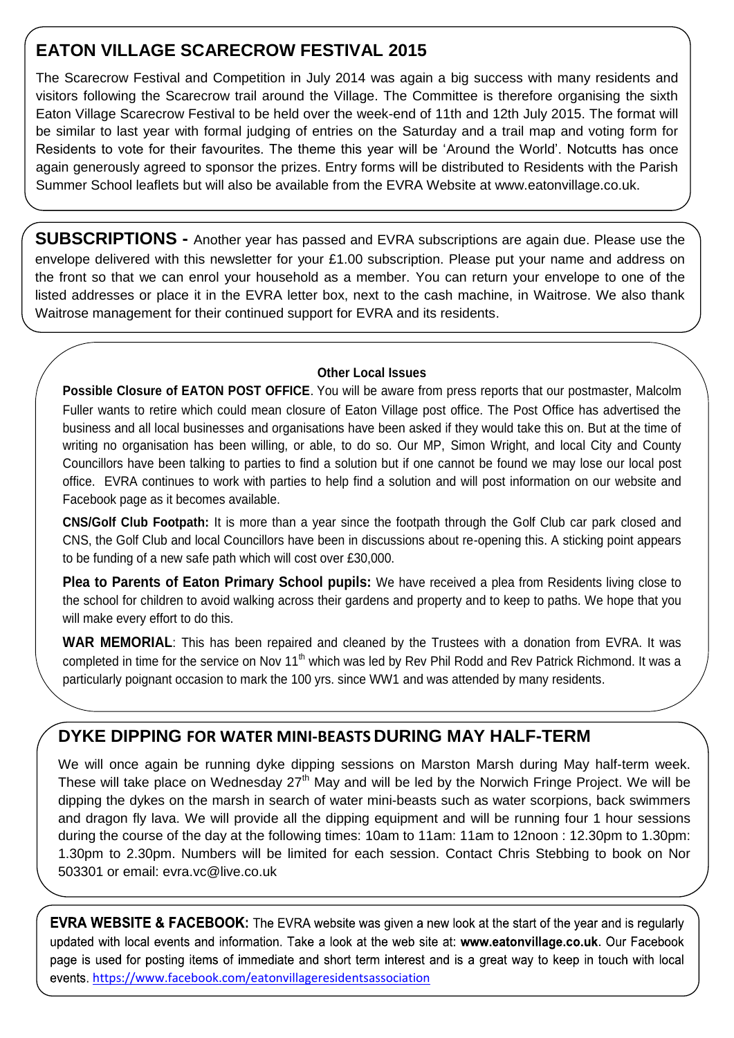## EATON VILLAGE SCARECROW FESTIVAL 2015

The Scarecrow Festival and Competition in July 2014 was again a big success with many residents and visitors following the Scarecrow trail around the Village. The Committee is therefore organising the sixth Eaton Village Scarecrow Festival to be held over the week-end of 11th and 12th July 2015. The format will be similar to last year with formal judging of entries on the Saturday and a trail map and voting form for Residents to vote for their favourites. The theme this year will be 'Around the World'. Notcutts has once again generously agreed to sponsor the prizes. Entry forms will be distributed to Residents with the Parish Summer School leaflets but will also be available from the EVRA Website at www.eatonvillage.co.uk.

**SUBSCRIPTIONS -** Another year has passed and EVRA subscriptions are again due. Please use the envelope delivered with this newsletter for your £1.00 subscription. Please put your name and address on the front so that we can enrol your household as a member. You can return your envelope to one of the listed addresses or place it in the EVRA letter box, next to the cash machine, in Waitrose. We also thank Waitrose management for their continued support for EVRA and its residents.

### Other Local Issues

**Possible Closure of EATON POST OFFICE**. You will be aware from press reports that our postmaster, Malcolm Fuller wants to retire which could mean closure of Eaton Village post office. The Post Office has advertised the business and all local businesses and organisations have been asked if they would take this on. But at the time of writing no organisation has been willing, or able, to do so. Our MP, Simon Wright, and local City and County Councillors have been talking to parties to find a solution but if one cannot be found we may lose our local post office. EVRA continues to work with parties to help find a solution and will post information on our website and Facebook page as it becomes available.

**CNS/Golf Club Footpath:** It is more than a year since the footpath through the Golf Club car park closed and CNS, the Golf Club and local Councillors have been in discussions about re-opening this. A sticking point appears to be funding of a new safe path which will cost over £30,000.

**Plea to Parents of Eaton Primary School pupils:** We have received a plea from Residents living close to the school for children to avoid walking across their gardens and property and to keep to paths. We hope that you will make every effort to do this.

**WAR MEMORIAL**: This has been repaired and cleaned by the Trustees with a donation from EVRA. It was completed in time for the service on Nov 11th which was led by Rev Phil Rodd and Rev Patrick Richmond. It was a particularly poignant occasion to mark the 100 yrs. since WW1 and was attended by many residents.

## DYKE DIPPING FOR WATER MINI-BEASTS DURING MAY HALF-TERM

We will once again be running dyke dipping sessions on Marston Marsh during May half-term week. These will take place on Wednesday 27th May and will be led by the Norwich Fringe Project. We will be dipping the dykes on the marsh in search of water mini-beasts such as water scorpions, back swimmers and dragon fly lava. We will provide all the dipping equipment and will be running four 1 hour sessions during the course of the day at the following times: 10am to 11am: 11am to 12noon : 12.30pm to 1.30pm: 1.30pm to 2.30pm. Numbers will be limited for each session. Contact Chris Stebbing to book on Nor 503301 or email: evra.vc@live.co.uk

**EVRA WEBSITE & FACEBOOK:** The EVRA website was given a new look at the start of the year and is regularly updated with local events and information. Take a look at the web site at: **www.eatonvillage.co.uk**. Our Facebook page is used for posting items of immediate and short term interest and is a great way to keep in touch with local events. https://www.facebook.com/eatonvillageresidentsassociation